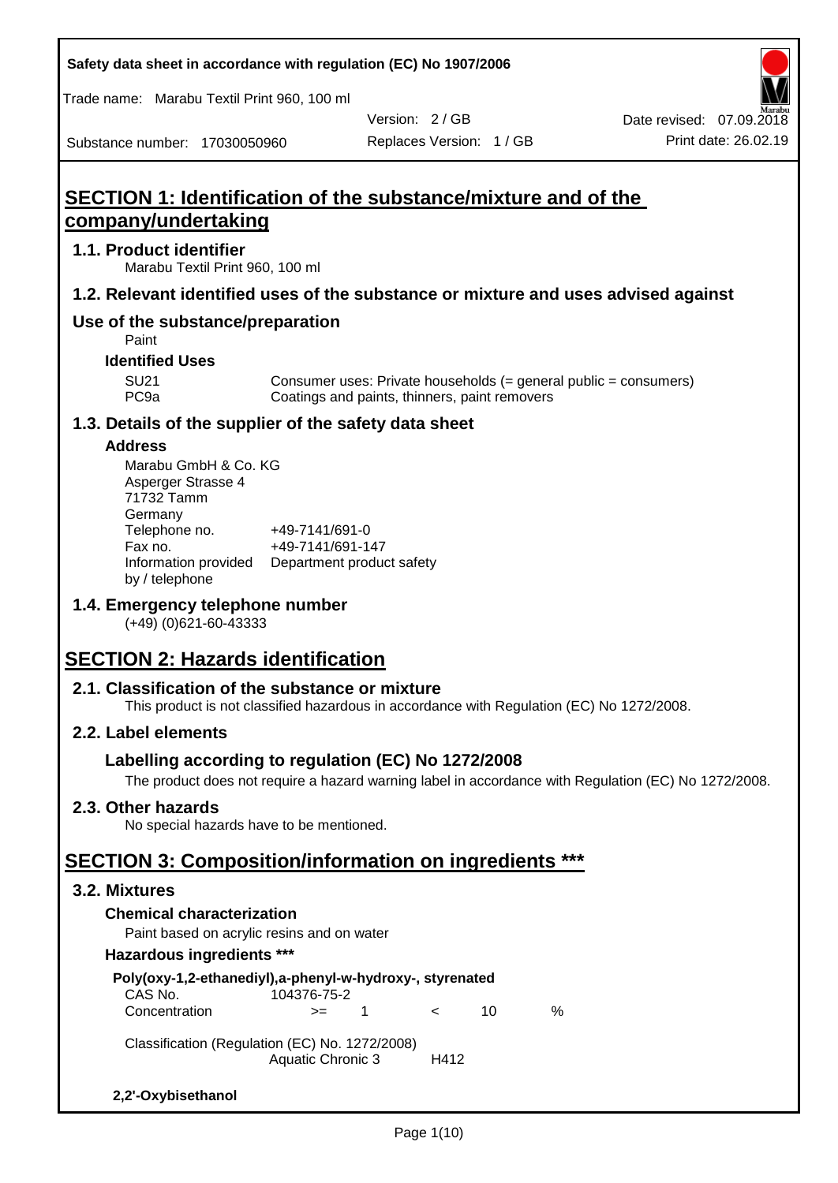# SECTION 1: Identification of the substance/mixture and of the company/undertaking

## 1.1. Product identifier

Marabu Textil Print 960, 100 ml

## 1.2. Relevant identified uses of the substance or mixture and uses advised against

### Use of the substance/preparation

Paint

**Identified Uses**

| | |
|---|---|
| SU21 | Consumer uses: Private households (= general public = consumers) |
| PC9a | Coatings and paints, thinners, paint removers |

## 1.3. Details of the supplier of the safety data sheet

**Address**

Marabu GmbH & Co. KG
Asperger Strasse 4
71732 Tamm
Germany

| | |
|---|---|
| Telephone no. | +49-7141/691-0 |
| Fax no. | +49-7141/691-147 |
| Information provided by / telephone | Department product safety |

## 1.4. Emergency telephone number

(+49) (0)621-60-43333

# SECTION 2: Hazards identification

## 2.1. Classification of the substance or mixture

This product is not classified hazardous in accordance with Regulation (EC) No 1272/2008.

## 2.2. Label elements

### Labelling according to regulation (EC) No 1272/2008

The product does not require a hazard warning label in accordance with Regulation (EC) No 1272/2008.

## 2.3. Other hazards

No special hazards have to be mentioned.

# SECTION 3: Composition/information on ingredients ***

## 3.2. Mixtures

**Chemical characterization**

Paint based on acrylic resins and on water

**Hazardous ingredients *****

**Poly(oxy-1,2-ethanediyl),a-phenyl-w-hydroxy-, styrenated**

| | | | | | |
|---|---|---|---|---|---|
| CAS No. | 104376-75-2 | | | | |
| Concentration | >= | 1 | < | 10 | % |

Classification (Regulation (EC) No. 1272/2008)

| | |
|---|---|
| Aquatic Chronic 3 | H412 |

**2,2'-Oxybisethanol**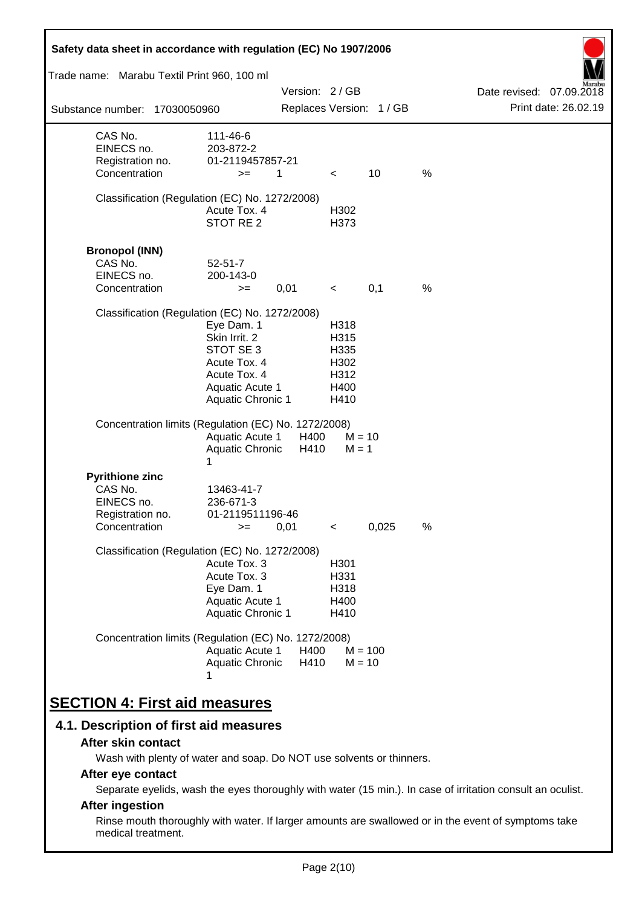| | | | | | |
|---|---|---|---|---|---|
| CAS No. | 111-46-6 | | | | |
| EINECS no. | 203-872-2 | | | | |
| Registration no. | 01-2119457857-21 | | | | |
| Concentration | >= | 1 | < | 10 | % |

Classification (Regulation (EC) No. 1272/2008)

| | |
|---|---|
| Acute Tox. 4 | H302 |
| STOT RE 2 | H373 |

**Bronopol (INN)**

| | | | | | |
|---|---|---|---|---|---|
| CAS No. | 52-51-7 | | | | |
| EINECS no. | 200-143-0 | | | | |
| Concentration | >= | 0,01 | < | 0,1 | % |

Classification (Regulation (EC) No. 1272/2008)

| | |
|---|---|
| Eye Dam. 1 | H318 |
| Skin Irrit. 2 | H315 |
| STOT SE 3 | H335 |
| Acute Tox. 4 | H302 |
| Acute Tox. 4 | H312 |
| Aquatic Acute 1 | H400 |
| Aquatic Chronic 1 | H410 |

Concentration limits (Regulation (EC) No. 1272/2008)

| | | |
|---|---|---|
| Aquatic Acute 1 | H400 | M = 10 |
| Aquatic Chronic 1 | H410 | M = 1 |

**Pyrithione zinc**

| | | | | | |
|---|---|---|---|---|---|
| CAS No. | 13463-41-7 | | | | |
| EINECS no. | 236-671-3 | | | | |
| Registration no. | 01-2119511196-46 | | | | |
| Concentration | >= | 0,01 | < | 0,025 | % |

Classification (Regulation (EC) No. 1272/2008)

| | |
|---|---|
| Acute Tox. 3 | H301 |
| Acute Tox. 3 | H331 |
| Eye Dam. 1 | H318 |
| Aquatic Acute 1 | H400 |
| Aquatic Chronic 1 | H410 |

Concentration limits (Regulation (EC) No. 1272/2008)

| | | |
|---|---|---|
| Aquatic Acute 1 | H400 | M = 100 |
| Aquatic Chronic 1 | H410 | M = 10 |

# SECTION 4: First aid measures

## 4.1. Description of first aid measures

### After skin contact

Wash with plenty of water and soap. Do NOT use solvents or thinners.

### After eye contact

Separate eyelids, wash the eyes thoroughly with water (15 min.). In case of irritation consult an oculist.

### After ingestion

Rinse mouth thoroughly with water. If larger amounts are swallowed or in the event of symptoms take medical treatment.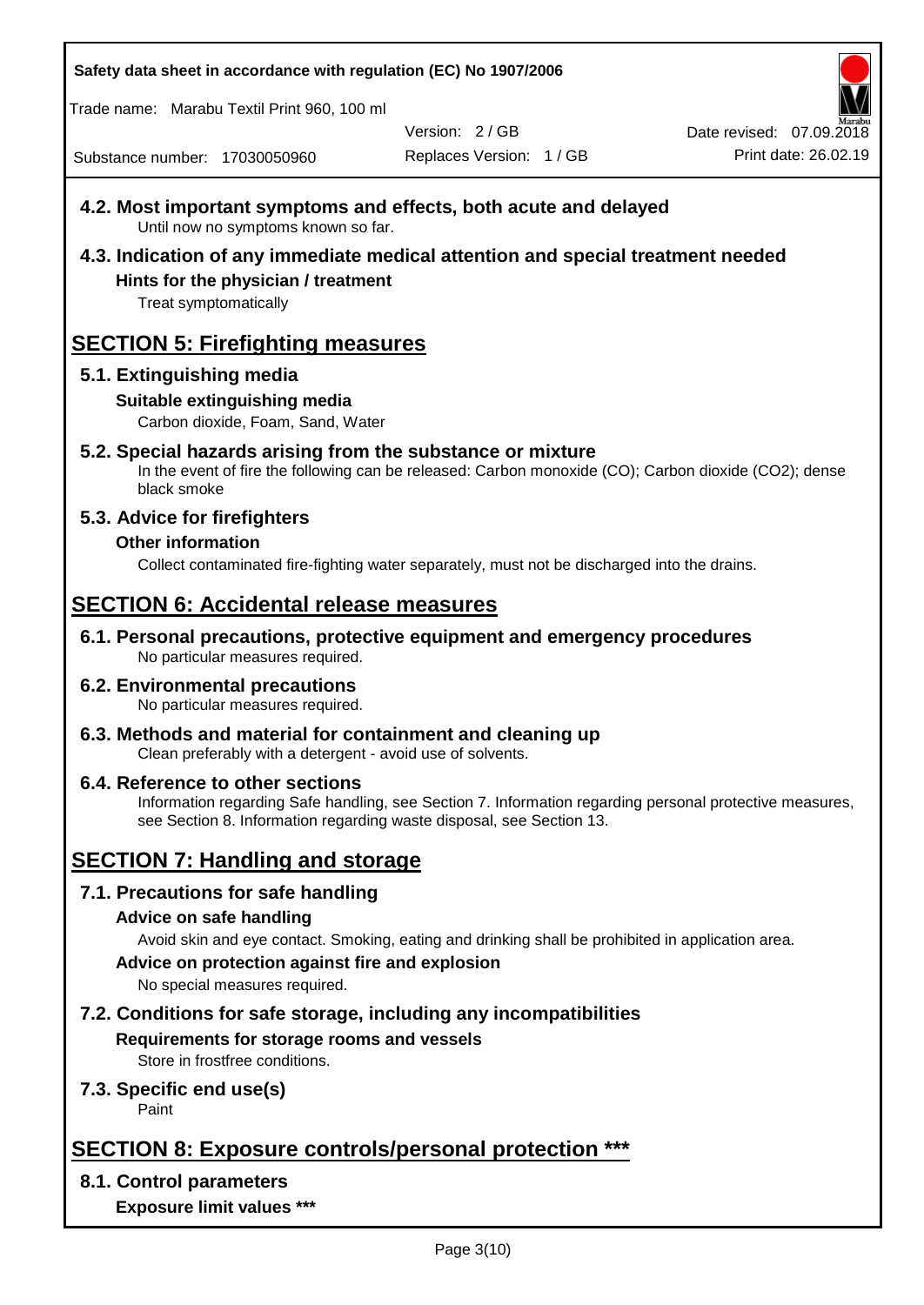### 4.2. Most important symptoms and effects, both acute and delayed

Until now no symptoms known so far.

### 4.3. Indication of any immediate medical attention and special treatment needed

**Hints for the physician / treatment**

Treat symptomatically

## SECTION 5: Firefighting measures

### 5.1. Extinguishing media

**Suitable extinguishing media**

Carbon dioxide, Foam, Sand, Water

### 5.2. Special hazards arising from the substance or mixture

In the event of fire the following can be released: Carbon monoxide (CO); Carbon dioxide ($CO_2$); dense black smoke

### 5.3. Advice for firefighters

**Other information**

Collect contaminated fire-fighting water separately, must not be discharged into the drains.

## SECTION 6: Accidental release measures

### 6.1. Personal precautions, protective equipment and emergency procedures

No particular measures required.

### 6.2. Environmental precautions

No particular measures required.

### 6.3. Methods and material for containment and cleaning up

Clean preferably with a detergent - avoid use of solvents.

### 6.4. Reference to other sections

Information regarding Safe handling, see Section 7. Information regarding personal protective measures, see Section 8. Information regarding waste disposal, see Section 13.

## SECTION 7: Handling and storage

### 7.1. Precautions for safe handling

**Advice on safe handling**

Avoid skin and eye contact. Smoking, eating and drinking shall be prohibited in application area.

**Advice on protection against fire and explosion**

No special measures required.

### 7.2. Conditions for safe storage, including any incompatibilities

**Requirements for storage rooms and vessels**

Store in frostfree conditions.

### 7.3. Specific end use(s)

Paint

## SECTION 8: Exposure controls/personal protection ***

### 8.1. Control parameters

**Exposure limit values *****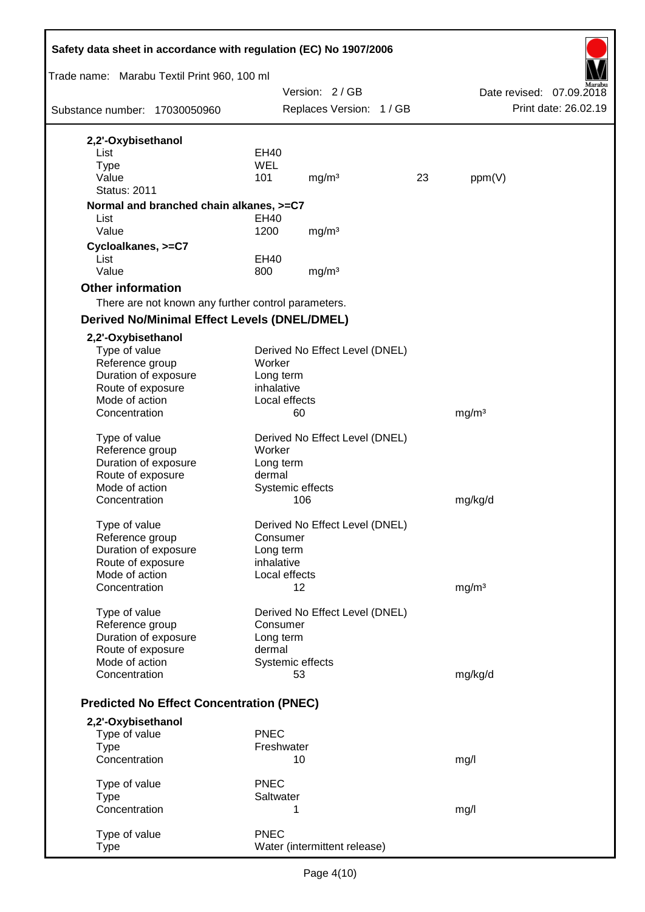**2,2'-Oxybisethanol**

| | | | | |
|---|---|---|---|---|
| List | EH40 | | | |
| Type | WEL | | | |
| Value | 101 | mg/m³ | 23 | ppm(V) |
| Status: 2011 | | | | |

**Normal and branched chain alkanes, >=C7**

| | | |
|---|---|---|
| List | EH40 | |
| Value | 1200 | mg/m³ |

**Cycloalkanes, >=C7**

| | | |
|---|---|---|
| List | EH40 | |
| Value | 800 | mg/m³ |

### Other information

There are not known any further control parameters.

### Derived No/Minimal Effect Levels (DNEL/DMEL)

**2,2'-Oxybisethanol**

| | | |
|---|---|---|
| Type of value | Derived No Effect Level (DNEL) | |
| Reference group | Worker | |
| Duration of exposure | Long term | |
| Route of exposure | inhalative | |
| Mode of action | Local effects | |
| Concentration | 60 | mg/m³ |

| | | |
|---|---|---|
| Type of value | Derived No Effect Level (DNEL) | |
| Reference group | Worker | |
| Duration of exposure | Long term | |
| Route of exposure | dermal | |
| Mode of action | Systemic effects | |
| Concentration | 106 | mg/kg/d |

| | | |
|---|---|---|
| Type of value | Derived No Effect Level (DNEL) | |
| Reference group | Consumer | |
| Duration of exposure | Long term | |
| Route of exposure | inhalative | |
| Mode of action | Local effects | |
| Concentration | 12 | mg/m³ |

| | | |
|---|---|---|
| Type of value | Derived No Effect Level (DNEL) | |
| Reference group | Consumer | |
| Duration of exposure | Long term | |
| Route of exposure | dermal | |
| Mode of action | Systemic effects | |
| Concentration | 53 | mg/kg/d |

### Predicted No Effect Concentration (PNEC)

**2,2'-Oxybisethanol**

| | | |
|---|---|---|
| Type of value | PNEC | |
| Type | Freshwater | |
| Concentration | 10 | mg/l |

| | | |
|---|---|---|
| Type of value | PNEC | |
| Type | Saltwater | |
| Concentration | 1 | mg/l |

| | |
|---|---|
| Type of value | PNEC |
| Type | Water (intermittent release) |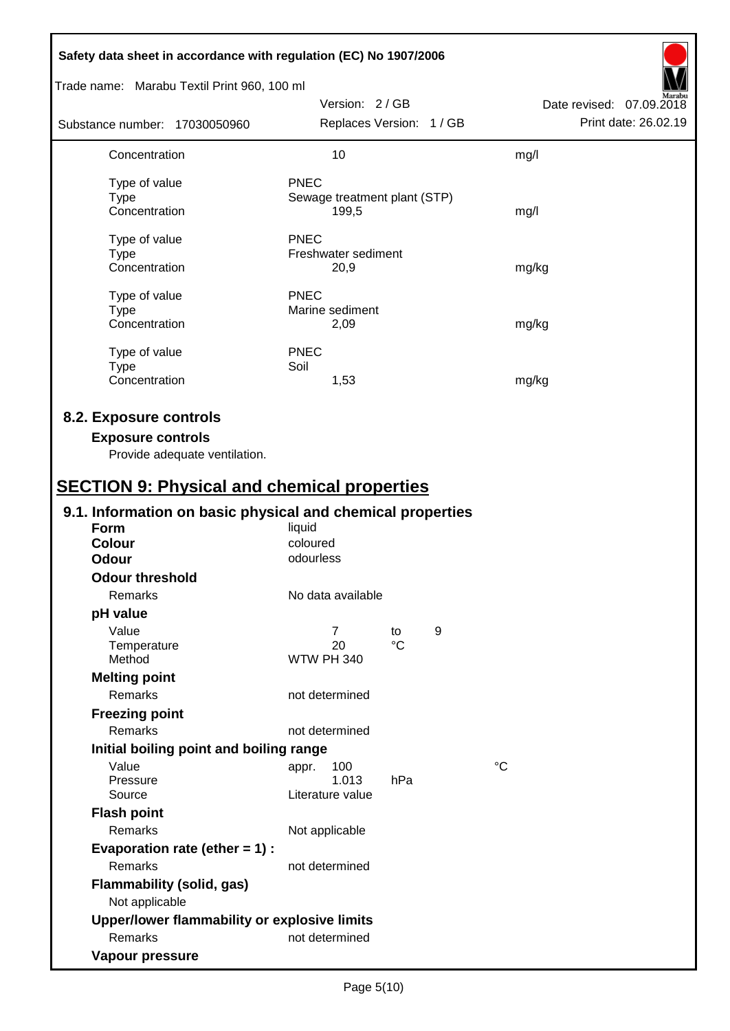| | | |
|---|---|---|
| Concentration | 10 | mg/l |
| | | |
| Type of value | PNEC | |
| Type | Sewage treatment plant (STP) | |
| Concentration | 199,5 | mg/l |
| | | |
| Type of value | PNEC | |
| Type | Freshwater sediment | |
| Concentration | 20,9 | mg/kg |
| | | |
| Type of value | PNEC | |
| Type | Marine sediment | |
| Concentration | 2,09 | mg/kg |
| | | |
| Type of value | PNEC | |
| Type | Soil | |
| Concentration | 1,53 | mg/kg |

## 8.2. Exposure controls

### Exposure controls

Provide adequate ventilation.

# SECTION 9: Physical and chemical properties

## 9.1. Information on basic physical and chemical properties

| | |
|---|---|
| **Form** | liquid |
| **Colour** | coloured |
| **Odour** | odourless |

**Odour threshold**

| | |
|---|---|
| Remarks | No data available |

**pH value**

| | |
|---|---|
| Value | 7 to 9 |
| Temperature | 20 °C |
| Method | WTW PH 340 |

**Melting point**

| | |
|---|---|
| Remarks | not determined |

**Freezing point**

| | |
|---|---|
| Remarks | not determined |

**Initial boiling point and boiling range**

| | |
|---|---|
| Value | appr. 100 °C |
| Pressure | 1.013 hPa |
| Source | Literature value |

**Flash point**

| | |
|---|---|
| Remarks | Not applicable |

**Evaporation rate (ether = 1) :**

| | |
|---|---|
| Remarks | not determined |

**Flammability (solid, gas)**

Not applicable

**Upper/lower flammability or explosive limits**

| | |
|---|---|
| Remarks | not determined |

**Vapour pressure**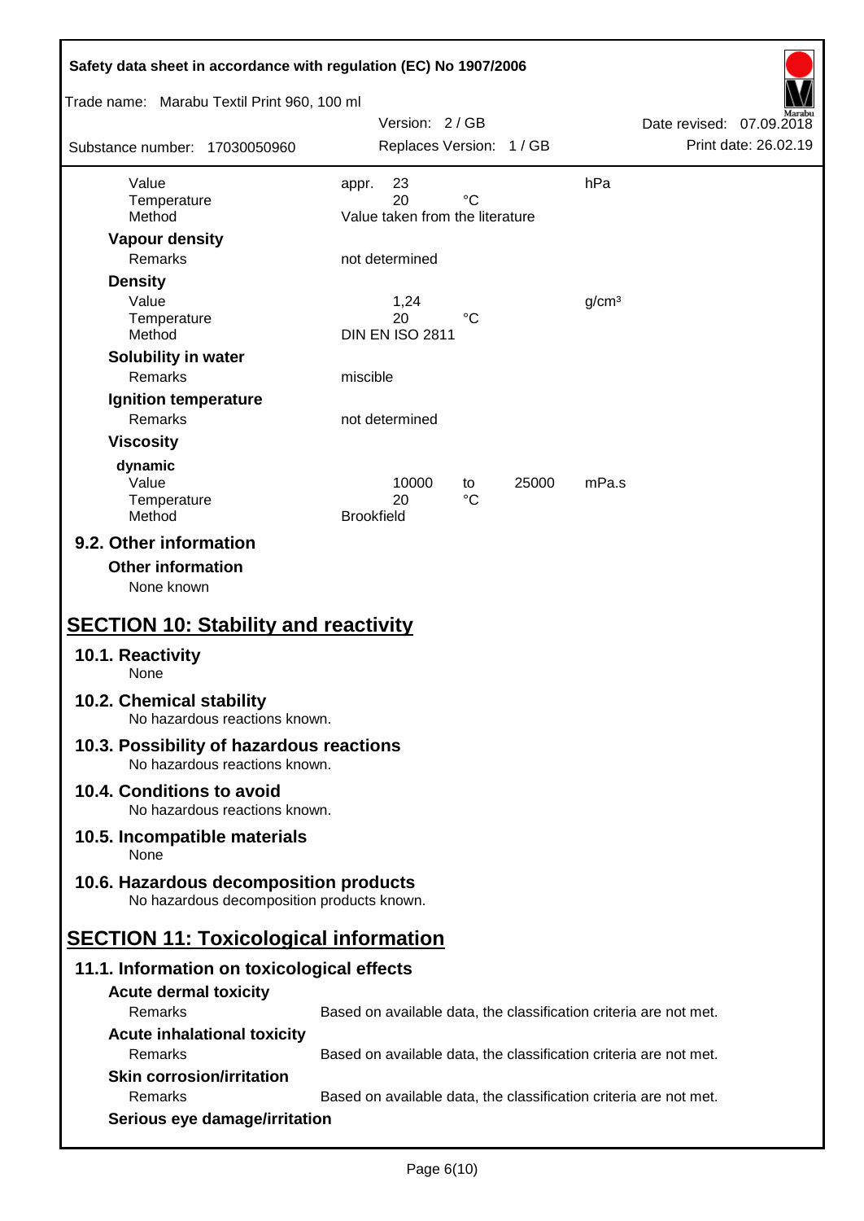| | | | | | |
|---|---|---|---|---|---|
| Value | appr. | 23 | | | hPa |
| Temperature | | 20 | °C | | |
| Method | Value taken from the literature | | | | |

**Vapour density**

| | |
|---|---|
| Remarks | not determined |

**Density**

| | | | |
|---|---|---|---|
| Value | 1,24 | | g/cm³ |
| Temperature | 20 | °C | |
| Method | DIN EN ISO 2811 | | |

**Solubility in water**

| | |
|---|---|
| Remarks | miscible |

**Ignition temperature**

| | |
|---|---|
| Remarks | not determined |

**Viscosity**

**dynamic**

| | | | | |
|---|---|---|---|---|
| Value | 10000 | to | 25000 | mPa.s |
| Temperature | 20 | °C | | |
| Method | Brookfield | | | |

## 9.2. Other information

**Other information**

None known

# SECTION 10: Stability and reactivity

## 10.1. Reactivity

None

## 10.2. Chemical stability

No hazardous reactions known.

## 10.3. Possibility of hazardous reactions

No hazardous reactions known.

## 10.4. Conditions to avoid

No hazardous reactions known.

## 10.5. Incompatible materials

None

## 10.6. Hazardous decomposition products

No hazardous decomposition products known.

# SECTION 11: Toxicological information

## 11.1. Information on toxicological effects

**Acute dermal toxicity**

| | |
|---|---|
| Remarks | Based on available data, the classification criteria are not met. |

**Acute inhalational toxicity**

| | |
|---|---|
| Remarks | Based on available data, the classification criteria are not met. |

**Skin corrosion/irritation**

| | |
|---|---|
| Remarks | Based on available data, the classification criteria are not met. |

**Serious eye damage/irritation**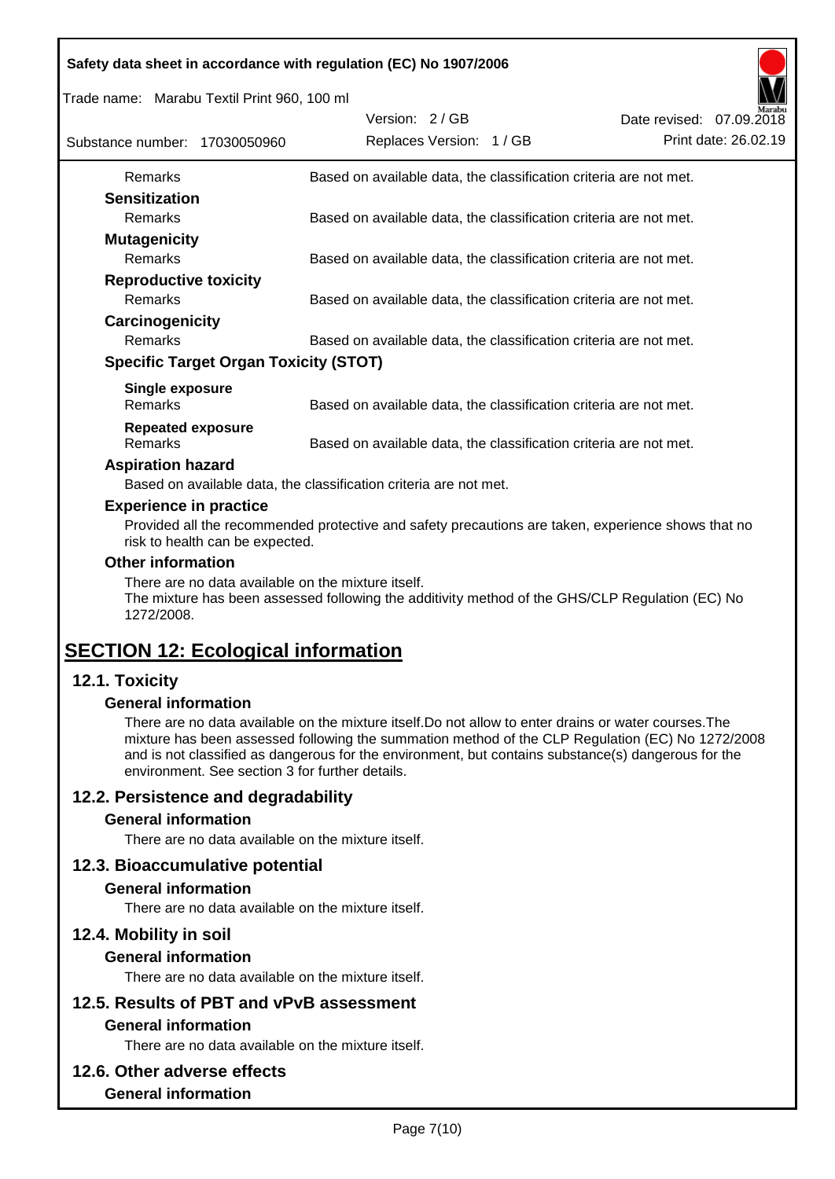| | |
|---|---|
| Remarks | Based on available data, the classification criteria are not met. |

**Sensitization**

| | |
|---|---|
| Remarks | Based on available data, the classification criteria are not met. |

**Mutagenicity**

| | |
|---|---|
| Remarks | Based on available data, the classification criteria are not met. |

**Reproductive toxicity**

| | |
|---|---|
| Remarks | Based on available data, the classification criteria are not met. |

**Carcinogenicity**

| | |
|---|---|
| Remarks | Based on available data, the classification criteria are not met. |

**Specific Target Organ Toxicity (STOT)**

**Single exposure**

| | |
|---|---|
| Remarks | Based on available data, the classification criteria are not met. |

**Repeated exposure**

| | |
|---|---|
| Remarks | Based on available data, the classification criteria are not met. |

**Aspiration hazard**

Based on available data, the classification criteria are not met.

**Experience in practice**

Provided all the recommended protective and safety precautions are taken, experience shows that no risk to health can be expected.

**Other information**

There are no data available on the mixture itself.
The mixture has been assessed following the additivity method of the GHS/CLP Regulation (EC) No 1272/2008.

# SECTION 12: Ecological information

## 12.1. Toxicity

### General information

There are no data available on the mixture itself.Do not allow to enter drains or water courses.The mixture has been assessed following the summation method of the CLP Regulation (EC) No 1272/2008 and is not classified as dangerous for the environment, but contains substance(s) dangerous for the environment. See section 3 for further details.

## 12.2. Persistence and degradability

### General information

There are no data available on the mixture itself.

## 12.3. Bioaccumulative potential

### General information

There are no data available on the mixture itself.

## 12.4. Mobility in soil

### General information

There are no data available on the mixture itself.

## 12.5. Results of PBT and vPvB assessment

### General information

There are no data available on the mixture itself.

## 12.6. Other adverse effects

### General information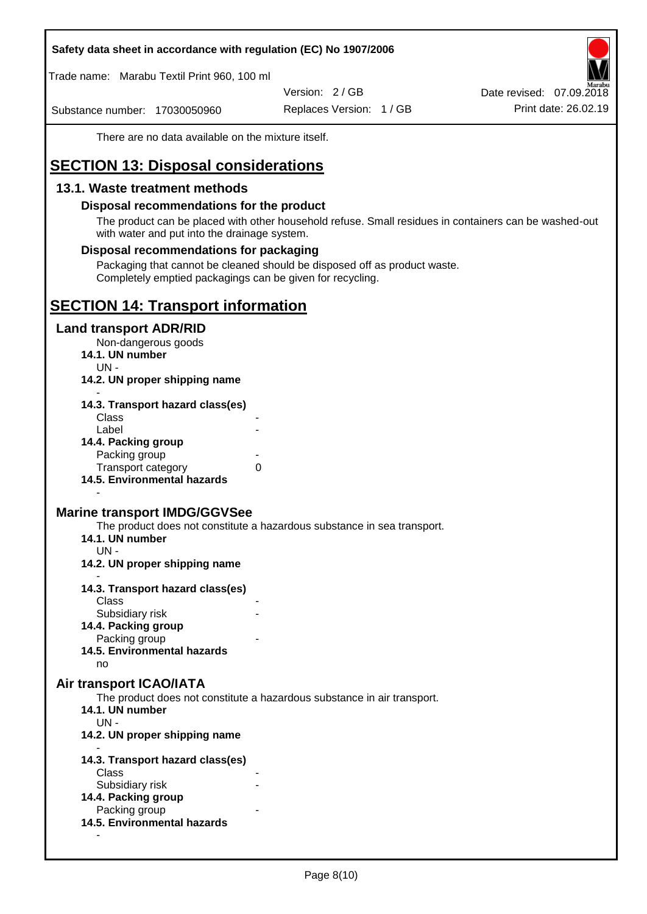There are no data available on the mixture itself.

# SECTION 13: Disposal considerations

## 13.1. Waste treatment methods

### Disposal recommendations for the product

The product can be placed with other household refuse. Small residues in containers can be washed-out with water and put into the drainage system.

### Disposal recommendations for packaging

Packaging that cannot be cleaned should be disposed off as product waste.
Completely emptied packagings can be given for recycling.

# SECTION 14: Transport information

## Land transport ADR/RID

Non-dangerous goods

**14.1. UN number**

UN -

**14.2. UN proper shipping name**

-

**14.3. Transport hazard class(es)**

Class -
Label -

**14.4. Packing group**

Packing group -
Transport category 0

**14.5. Environmental hazards**

-

## Marine transport IMDG/GGVSee

The product does not constitute a hazardous substance in sea transport.

**14.1. UN number**

UN -

**14.2. UN proper shipping name**

-

**14.3. Transport hazard class(es)**

Class -
Subsidiary risk -

**14.4. Packing group**

Packing group -

**14.5. Environmental hazards**

no

## Air transport ICAO/IATA

The product does not constitute a hazardous substance in air transport.

**14.1. UN number**

UN -

**14.2. UN proper shipping name**

-

**14.3. Transport hazard class(es)**

Class -
Subsidiary risk -

**14.4. Packing group**

Packing group -

**14.5. Environmental hazards**

-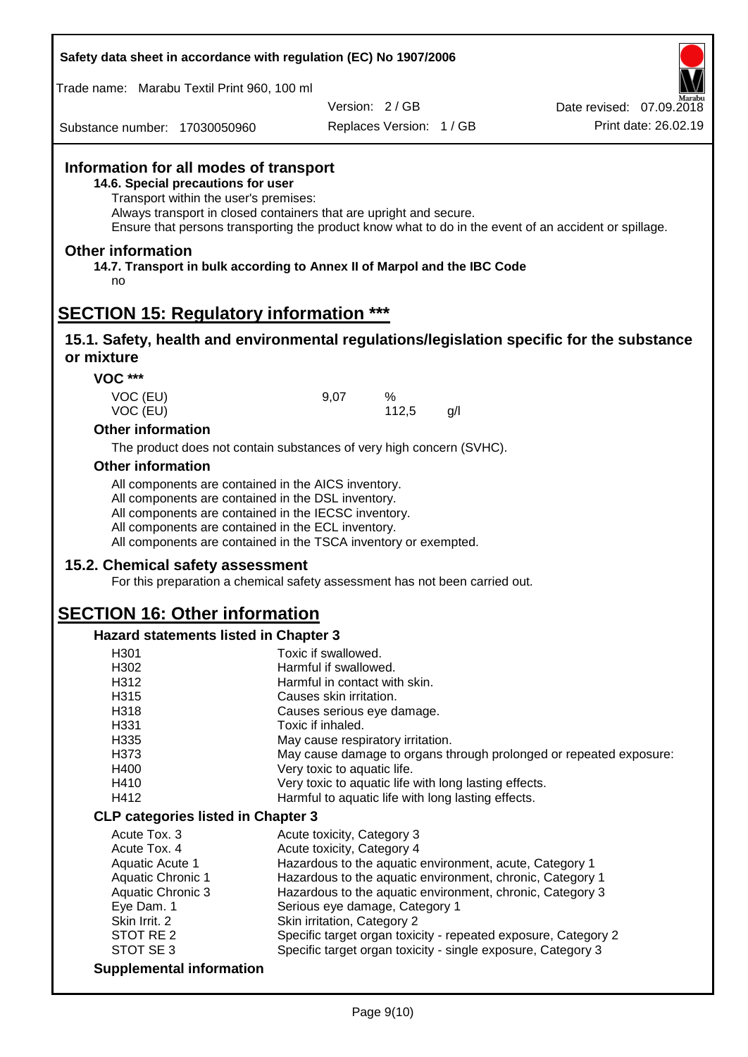## Information for all modes of transport

**14.6. Special precautions for user**

Transport within the user's premises:
Always transport in closed containers that are upright and secure.
Ensure that persons transporting the product know what to do in the event of an accident or spillage.

## Other information

**14.7. Transport in bulk according to Annex II of Marpol and the IBC Code**

no

# SECTION 15: Regulatory information ***

## 15.1. Safety, health and environmental regulations/legislation specific for the substance or mixture

### VOC ***

| | | | |
|---|---|---|---|
| VOC (EU) | 9,07 | % | |
| VOC (EU) | | 112,5 | g/l |

### Other information

The product does not contain substances of very high concern (SVHC).

### Other information

All components are contained in the AICS inventory.
All components are contained in the DSL inventory.
All components are contained in the IECSC inventory.
All components are contained in the ECL inventory.
All components are contained in the TSCA inventory or exempted.

## 15.2. Chemical safety assessment

For this preparation a chemical safety assessment has not been carried out.

# SECTION 16: Other information

### Hazard statements listed in Chapter 3

| | |
|---|---|
| H301 | Toxic if swallowed. |
| H302 | Harmful if swallowed. |
| H312 | Harmful in contact with skin. |
| H315 | Causes skin irritation. |
| H318 | Causes serious eye damage. |
| H331 | Toxic if inhaled. |
| H335 | May cause respiratory irritation. |
| H373 | May cause damage to organs through prolonged or repeated exposure: |
| H400 | Very toxic to aquatic life. |
| H410 | Very toxic to aquatic life with long lasting effects. |
| H412 | Harmful to aquatic life with long lasting effects. |

### CLP categories listed in Chapter 3

| | |
|---|---|
| Acute Tox. 3 | Acute toxicity, Category 3 |
| Acute Tox. 4 | Acute toxicity, Category 4 |
| Aquatic Acute 1 | Hazardous to the aquatic environment, acute, Category 1 |
| Aquatic Chronic 1 | Hazardous to the aquatic environment, chronic, Category 1 |
| Aquatic Chronic 3 | Hazardous to the aquatic environment, chronic, Category 3 |
| Eye Dam. 1 | Serious eye damage, Category 1 |
| Skin Irrit. 2 | Skin irritation, Category 2 |
| STOT RE 2 | Specific target organ toxicity - repeated exposure, Category 2 |
| STOT SE 3 | Specific target organ toxicity - single exposure, Category 3 |

### Supplemental information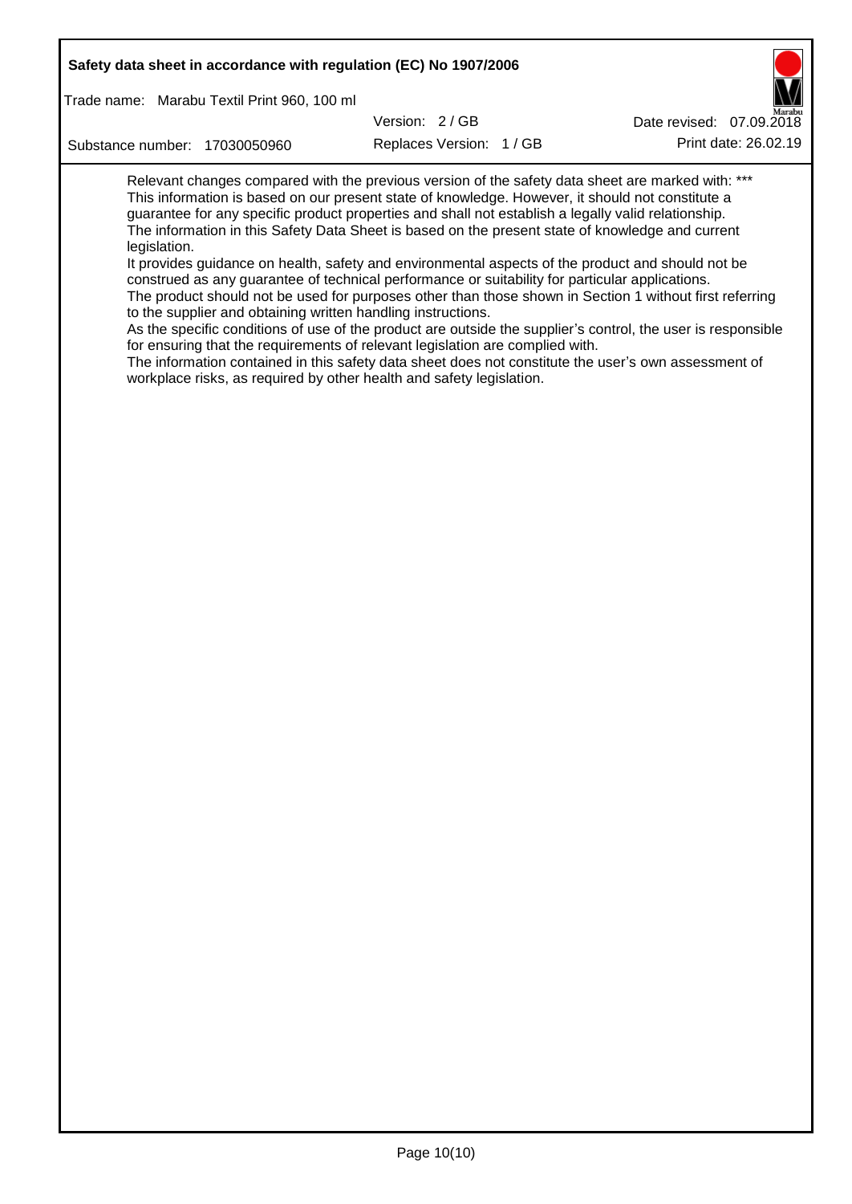Relevant changes compared with the previous version of the safety data sheet are marked with: ***
This information is based on our present state of knowledge. However, it should not constitute a guarantee for any specific product properties and shall not establish a legally valid relationship.
The information in this Safety Data Sheet is based on the present state of knowledge and current legislation.
It provides guidance on health, safety and environmental aspects of the product and should not be construed as any guarantee of technical performance or suitability for particular applications.
The product should not be used for purposes other than those shown in Section 1 without first referring to the supplier and obtaining written handling instructions.
As the specific conditions of use of the product are outside the supplier's control, the user is responsible for ensuring that the requirements of relevant legislation are complied with.
The information contained in this safety data sheet does not constitute the user's own assessment of workplace risks, as required by other health and safety legislation.